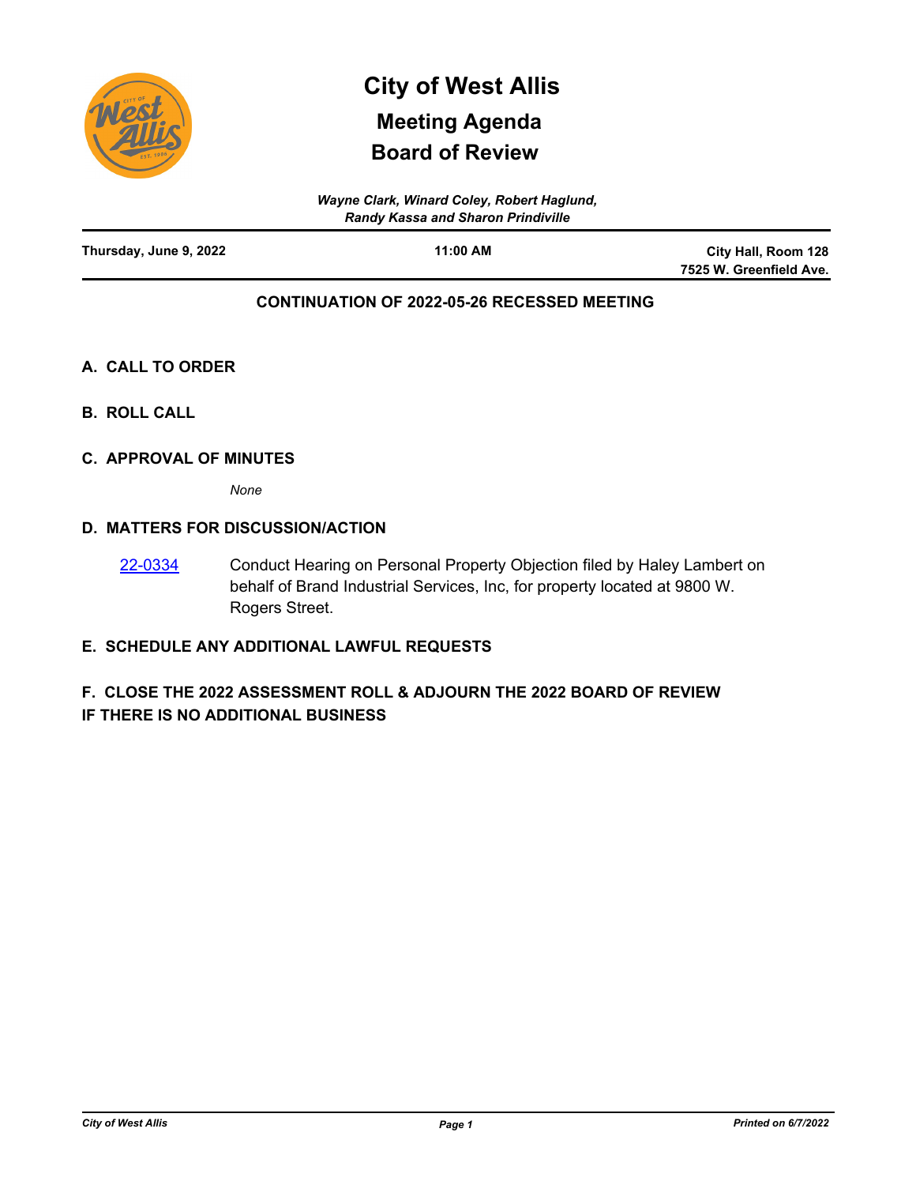# City of West Allis

## Meeting Agenda

## Board of Review

*Wayne Clark, Winard Coley, Robert Haglund, Randy Kassa and Sharon Prindiville*

| **Thursday, June 9, 2022** | **11:00 AM** | **City Hall, Room 128 7525 W. Greenfield Ave.** |
|---|---|---|

**CONTINUATION OF 2022-05-26 RECESSED MEETING**

## A. CALL TO ORDER

## B. ROLL CALL

## C. APPROVAL OF MINUTES

*None*

## D. MATTERS FOR DISCUSSION/ACTION

22-0334 Conduct Hearing on Personal Property Objection filed by Haley Lambert on behalf of Brand Industrial Services, Inc, for property located at 9800 W. Rogers Street.

## E. SCHEDULE ANY ADDITIONAL LAWFUL REQUESTS

## F. CLOSE THE 2022 ASSESSMENT ROLL & ADJOURN THE 2022 BOARD OF REVIEW IF THERE IS NO ADDITIONAL BUSINESS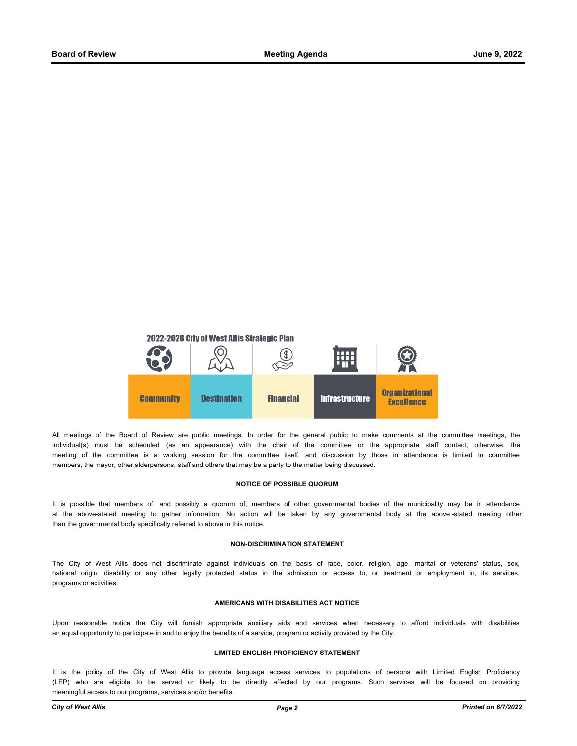2022-2026 City of West Allis Strategic Plan

Community | Destination | Financial | Infrastructure | Organizational Excellence

All meetings of the Board of Review are public meetings. In order for the general public to make comments at the committee meetings, the individual(s) must be scheduled (as an appearance) with the chair of the committee or the appropriate staff contact; otherwise, the meeting of the committee is a working session for the committee itself, and discussion by those in attendance is limited to committee members, the mayor, other alderpersons, staff and others that may be a party to the matter being discussed.

**NOTICE OF POSSIBLE QUORUM**

It is possible that members of, and possibly a quorum of, members of other governmental bodies of the municipality may be in attendance at the above-stated meeting to gather information. No action will be taken by any governmental body at the above-stated meeting other than the governmental body specifically referred to above in this notice.

**NON-DISCRIMINATION STATEMENT**

The City of West Allis does not discriminate against individuals on the basis of race, color, religion, age, marital or veterans' status, sex, national origin, disability or any other legally protected status in the admission or access to, or treatment or employment in, its services, programs or activities.

**AMERICANS WITH DISABILITIES ACT NOTICE**

Upon reasonable notice the City will furnish appropriate auxiliary aids and services when necessary to afford individuals with disabilities an equal opportunity to participate in and to enjoy the benefits of a service, program or activity provided by the City.

**LIMITED ENGLISH PROFICIENCY STATEMENT**

It is the policy of the City of West Allis to provide language access services to populations of persons with Limited English Proficiency (LEP) who are eligible to be served or likely to be directly affected by our programs. Such services will be focused on providing meaningful access to our programs, services and/or benefits.